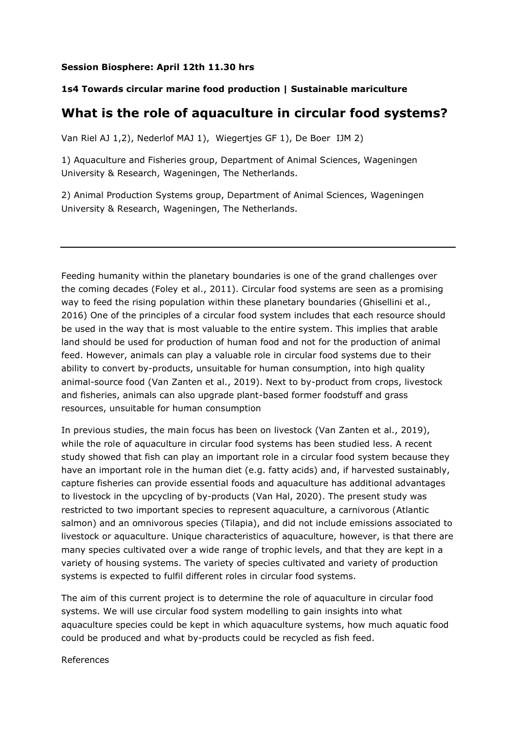**Session Biosphere: April 12th 11.30 hrs**

**1s4 Towards circular marine food production | Sustainable mariculture**

# What is the role of aquaculture in circular food systems?

Van Riel AJ 1,2), Nederlof MAJ 1), Wiegertjes GF 1), De Boer IJM 2)

1) Aquaculture and Fisheries group, Department of Animal Sciences, Wageningen University & Research, Wageningen, The Netherlands.

2) Animal Production Systems group, Department of Animal Sciences, Wageningen University & Research, Wageningen, The Netherlands.

---

Feeding humanity within the planetary boundaries is one of the grand challenges over the coming decades (Foley et al., 2011). Circular food systems are seen as a promising way to feed the rising population within these planetary boundaries (Ghisellini et al., 2016) One of the principles of a circular food system includes that each resource should be used in the way that is most valuable to the entire system. This implies that arable land should be used for production of human food and not for the production of animal feed. However, animals can play a valuable role in circular food systems due to their ability to convert by-products, unsuitable for human consumption, into high quality animal-source food (Van Zanten et al., 2019). Next to by-product from crops, livestock and fisheries, animals can also upgrade plant-based former foodstuff and grass resources, unsuitable for human consumption

In previous studies, the main focus has been on livestock (Van Zanten et al., 2019), while the role of aquaculture in circular food systems has been studied less. A recent study showed that fish can play an important role in a circular food system because they have an important role in the human diet (e.g. fatty acids) and, if harvested sustainably, capture fisheries can provide essential foods and aquaculture has additional advantages to livestock in the upcycling of by-products (Van Hal, 2020). The present study was restricted to two important species to represent aquaculture, a carnivorous (Atlantic salmon) and an omnivorous species (Tilapia), and did not include emissions associated to livestock or aquaculture. Unique characteristics of aquaculture, however, is that there are many species cultivated over a wide range of trophic levels, and that they are kept in a variety of housing systems. The variety of species cultivated and variety of production systems is expected to fulfil different roles in circular food systems.

The aim of this current project is to determine the role of aquaculture in circular food systems. We will use circular food system modelling to gain insights into what aquaculture species could be kept in which aquaculture systems, how much aquatic food could be produced and what by-products could be recycled as fish feed.

References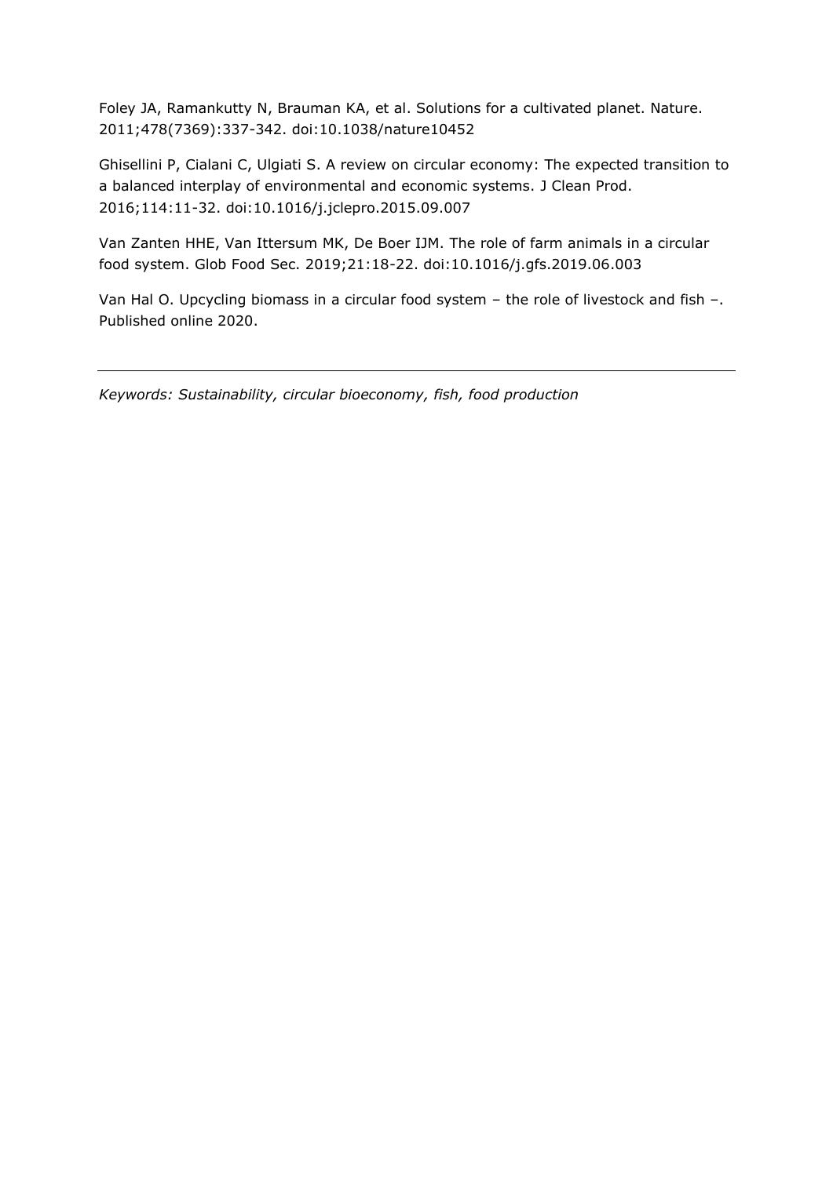Foley JA, Ramankutty N, Brauman KA, et al. Solutions for a cultivated planet. Nature. 2011;478(7369):337-342. doi:10.1038/nature10452

Ghisellini P, Cialani C, Ulgiati S. A review on circular economy: The expected transition to a balanced interplay of environmental and economic systems. J Clean Prod. 2016;114:11-32. doi:10.1016/j.jclepro.2015.09.007

Van Zanten HHE, Van Ittersum MK, De Boer IJM. The role of farm animals in a circular food system. Glob Food Sec. 2019;21:18-22. doi:10.1016/j.gfs.2019.06.003

Van Hal O. Upcycling biomass in a circular food system – the role of livestock and fish –. Published online 2020.

---

*Keywords: Sustainability, circular bioeconomy, fish, food production*